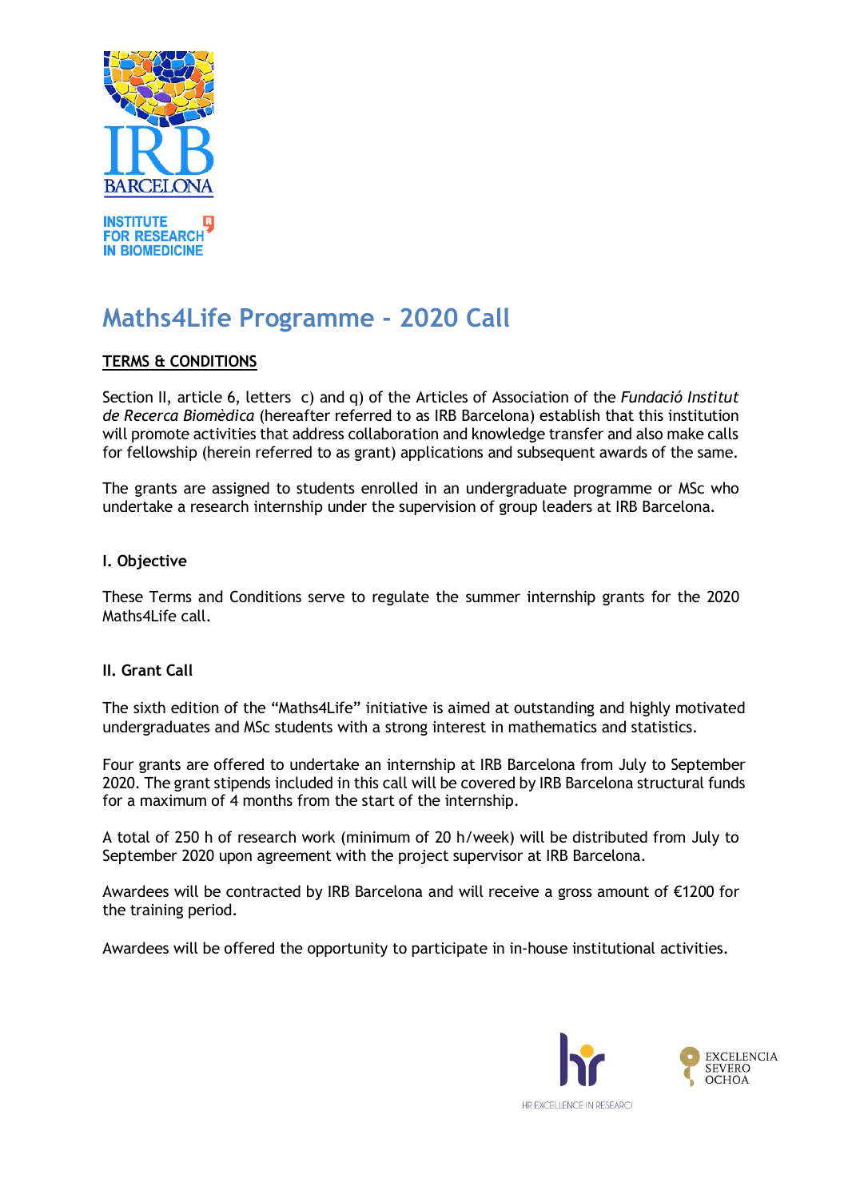# Maths4Life Programme - 2020 Call

**TERMS & CONDITIONS**

Section II, article 6, letters c) and q) of the Articles of Association of the *Fundació Institut de Recerca Biomèdica* (hereafter referred to as IRB Barcelona) establish that this institution will promote activities that address collaboration and knowledge transfer and also make calls for fellowship (herein referred to as grant) applications and subsequent awards of the same.

The grants are assigned to students enrolled in an undergraduate programme or MSc who undertake a research internship under the supervision of group leaders at IRB Barcelona.

## I. Objective

These Terms and Conditions serve to regulate the summer internship grants for the 2020 Maths4Life call.

## II. Grant Call

The sixth edition of the "Maths4Life" initiative is aimed at outstanding and highly motivated undergraduates and MSc students with a strong interest in mathematics and statistics.

Four grants are offered to undertake an internship at IRB Barcelona from July to September 2020. The grant stipends included in this call will be covered by IRB Barcelona structural funds for a maximum of 4 months from the start of the internship.

A total of 250 h of research work (minimum of 20 h/week) will be distributed from July to September 2020 upon agreement with the project supervisor at IRB Barcelona.

Awardees will be contracted by IRB Barcelona and will receive a gross amount of €1200 for the training period.

Awardees will be offered the opportunity to participate in in-house institutional activities.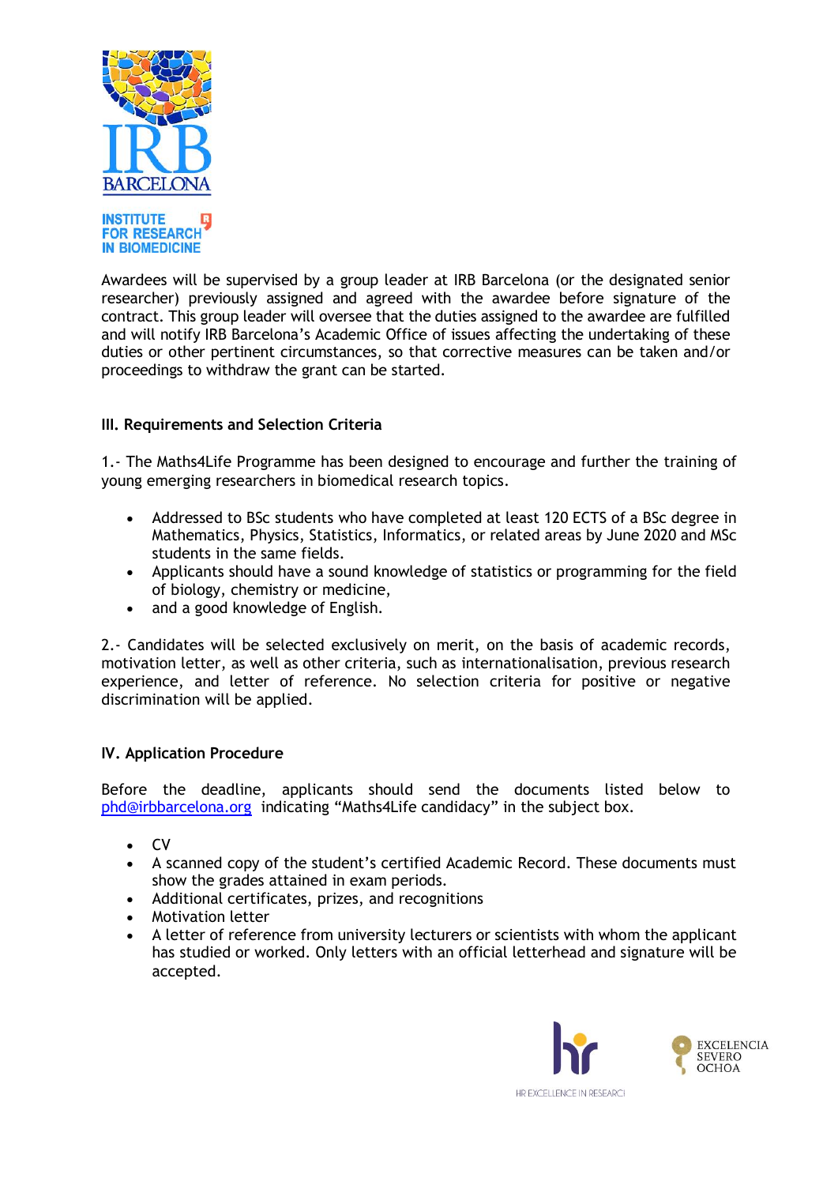Awardees will be supervised by a group leader at IRB Barcelona (or the designated senior researcher) previously assigned and agreed with the awardee before signature of the contract. This group leader will oversee that the duties assigned to the awardee are fulfilled and will notify IRB Barcelona's Academic Office of issues affecting the undertaking of these duties or other pertinent circumstances, so that corrective measures can be taken and/or proceedings to withdraw the grant can be started.

## III. Requirements and Selection Criteria

1.- The Maths4Life Programme has been designed to encourage and further the training of young emerging researchers in biomedical research topics.

- Addressed to BSc students who have completed at least 120 ECTS of a BSc degree in Mathematics, Physics, Statistics, Informatics, or related areas by June 2020 and MSc students in the same fields.
- Applicants should have a sound knowledge of statistics or programming for the field of biology, chemistry or medicine,
- and a good knowledge of English.

2.- Candidates will be selected exclusively on merit, on the basis of academic records, motivation letter, as well as other criteria, such as internationalisation, previous research experience, and letter of reference. No selection criteria for positive or negative discrimination will be applied.

## IV. Application Procedure

Before the deadline, applicants should send the documents listed below to phd@irbbarcelona.org indicating "Maths4Life candidacy" in the subject box.

- CV
- A scanned copy of the student's certified Academic Record. These documents must show the grades attained in exam periods.
- Additional certificates, prizes, and recognitions
- Motivation letter
- A letter of reference from university lecturers or scientists with whom the applicant has studied or worked. Only letters with an official letterhead and signature will be accepted.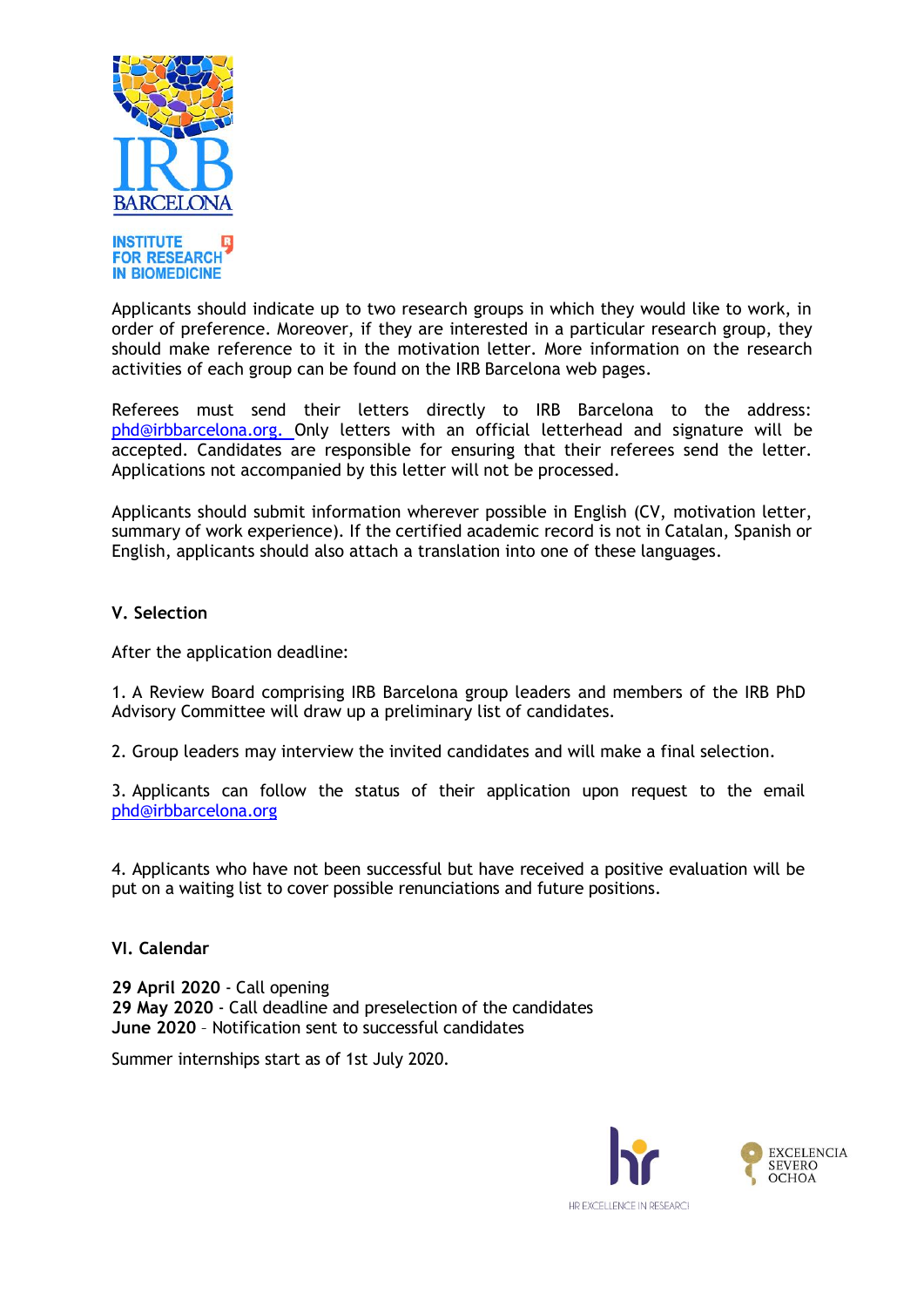Applicants should indicate up to two research groups in which they would like to work, in order of preference. Moreover, if they are interested in a particular research group, they should make reference to it in the motivation letter. More information on the research activities of each group can be found on the IRB Barcelona web pages.

Referees must send their letters directly to IRB Barcelona to the address: phd@irbbarcelona.org. Only letters with an official letterhead and signature will be accepted. Candidates are responsible for ensuring that their referees send the letter. Applications not accompanied by this letter will not be processed.

Applicants should submit information wherever possible in English (CV, motivation letter, summary of work experience). If the certified academic record is not in Catalan, Spanish or English, applicants should also attach a translation into one of these languages.

## V. Selection

After the application deadline:

1. A Review Board comprising IRB Barcelona group leaders and members of the IRB PhD Advisory Committee will draw up a preliminary list of candidates.

2. Group leaders may interview the invited candidates and will make a final selection.

3. Applicants can follow the status of their application upon request to the email phd@irbbarcelona.org

4. Applicants who have not been successful but have received a positive evaluation will be put on a waiting list to cover possible renunciations and future positions.

## VI. Calendar

**29 April 2020** - Call opening
**29 May 2020** - Call deadline and preselection of the candidates
**June 2020** – Notification sent to successful candidates

Summer internships start as of 1st July 2020.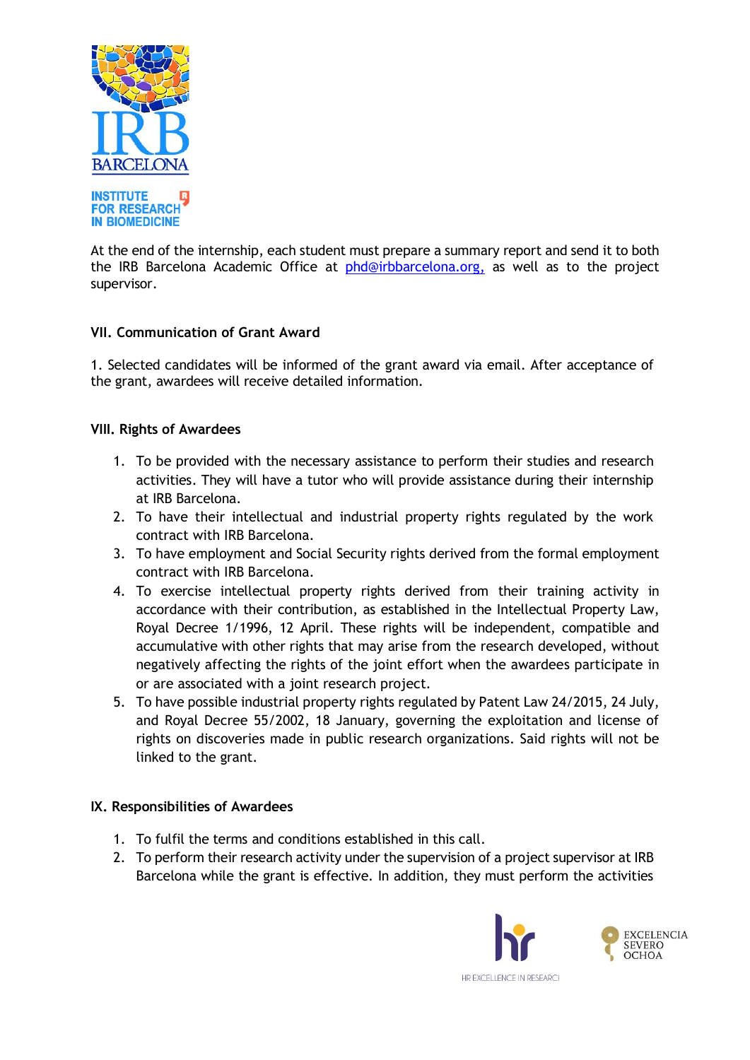At the end of the internship, each student must prepare a summary report and send it to both the IRB Barcelona Academic Office at phd@irbbarcelona.org, as well as to the project supervisor.

## VII. Communication of Grant Award

1. Selected candidates will be informed of the grant award via email. After acceptance of the grant, awardees will receive detailed information.

## VIII. Rights of Awardees

1. To be provided with the necessary assistance to perform their studies and research activities. They will have a tutor who will provide assistance during their internship at IRB Barcelona.
2. To have their intellectual and industrial property rights regulated by the work contract with IRB Barcelona.
3. To have employment and Social Security rights derived from the formal employment contract with IRB Barcelona.
4. To exercise intellectual property rights derived from their training activity in accordance with their contribution, as established in the Intellectual Property Law, Royal Decree 1/1996, 12 April. These rights will be independent, compatible and accumulative with other rights that may arise from the research developed, without negatively affecting the rights of the joint effort when the awardees participate in or are associated with a joint research project.
5. To have possible industrial property rights regulated by Patent Law 24/2015, 24 July, and Royal Decree 55/2002, 18 January, governing the exploitation and license of rights on discoveries made in public research organizations. Said rights will not be linked to the grant.

## IX. Responsibilities of Awardees

1. To fulfil the terms and conditions established in this call.
2. To perform their research activity under the supervision of a project supervisor at IRB Barcelona while the grant is effective. In addition, they must perform the activities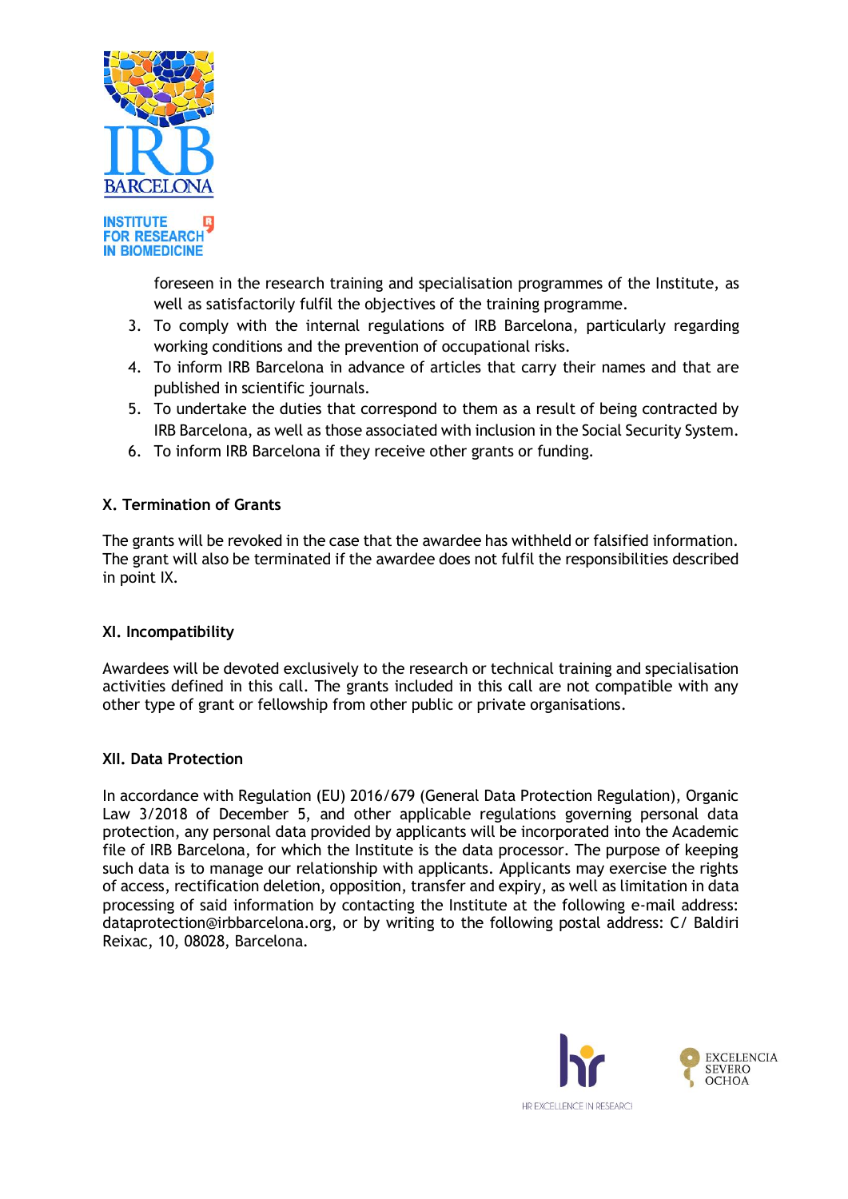foreseen in the research training and specialisation programmes of the Institute, as well as satisfactorily fulfil the objectives of the training programme.

3. To comply with the internal regulations of IRB Barcelona, particularly regarding working conditions and the prevention of occupational risks.
4. To inform IRB Barcelona in advance of articles that carry their names and that are published in scientific journals.
5. To undertake the duties that correspond to them as a result of being contracted by IRB Barcelona, as well as those associated with inclusion in the Social Security System.
6. To inform IRB Barcelona if they receive other grants or funding.

## X. Termination of Grants

The grants will be revoked in the case that the awardee has withheld or falsified information. The grant will also be terminated if the awardee does not fulfil the responsibilities described in point IX.

## XI. Incompatibility

Awardees will be devoted exclusively to the research or technical training and specialisation activities defined in this call. The grants included in this call are not compatible with any other type of grant or fellowship from other public or private organisations.

## XII. Data Protection

In accordance with Regulation (EU) 2016/679 (General Data Protection Regulation), Organic Law 3/2018 of December 5, and other applicable regulations governing personal data protection, any personal data provided by applicants will be incorporated into the Academic file of IRB Barcelona, for which the Institute is the data processor. The purpose of keeping such data is to manage our relationship with applicants. Applicants may exercise the rights of access, rectification deletion, opposition, transfer and expiry, as well as limitation in data processing of said information by contacting the Institute at the following e-mail address: dataprotection@irbbarcelona.org, or by writing to the following postal address: C/ Baldiri Reixac, 10, 08028, Barcelona.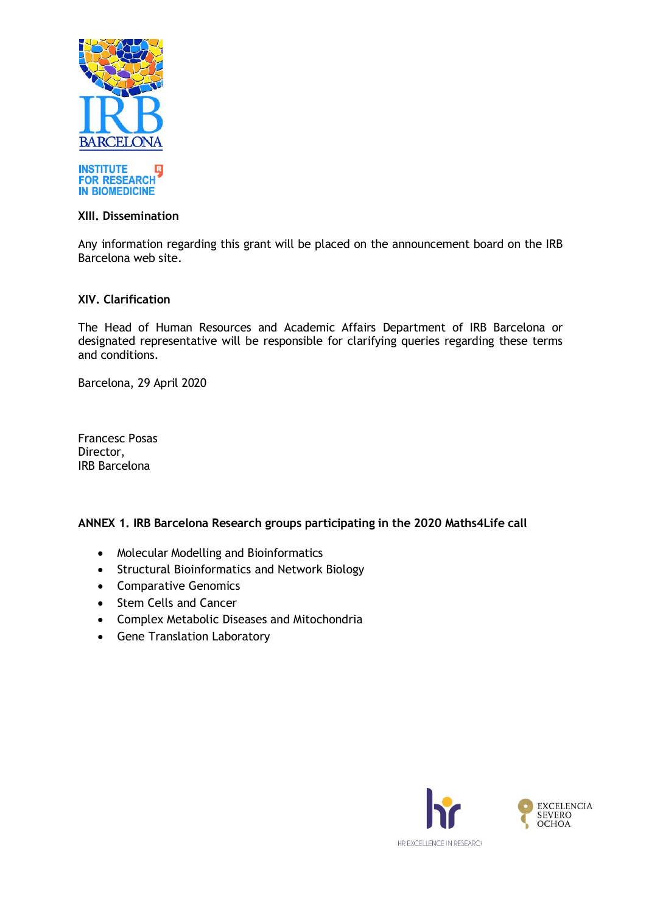## XIII. Dissemination

Any information regarding this grant will be placed on the announcement board on the IRB Barcelona web site.

## XIV. Clarification

The Head of Human Resources and Academic Affairs Department of IRB Barcelona or designated representative will be responsible for clarifying queries regarding these terms and conditions.

Barcelona, 29 April 2020

Francesc Posas
Director,
IRB Barcelona

## ANNEX 1. IRB Barcelona Research groups participating in the 2020 Maths4Life call

- Molecular Modelling and Bioinformatics
- Structural Bioinformatics and Network Biology
- Comparative Genomics
- Stem Cells and Cancer
- Complex Metabolic Diseases and Mitochondria
- Gene Translation Laboratory